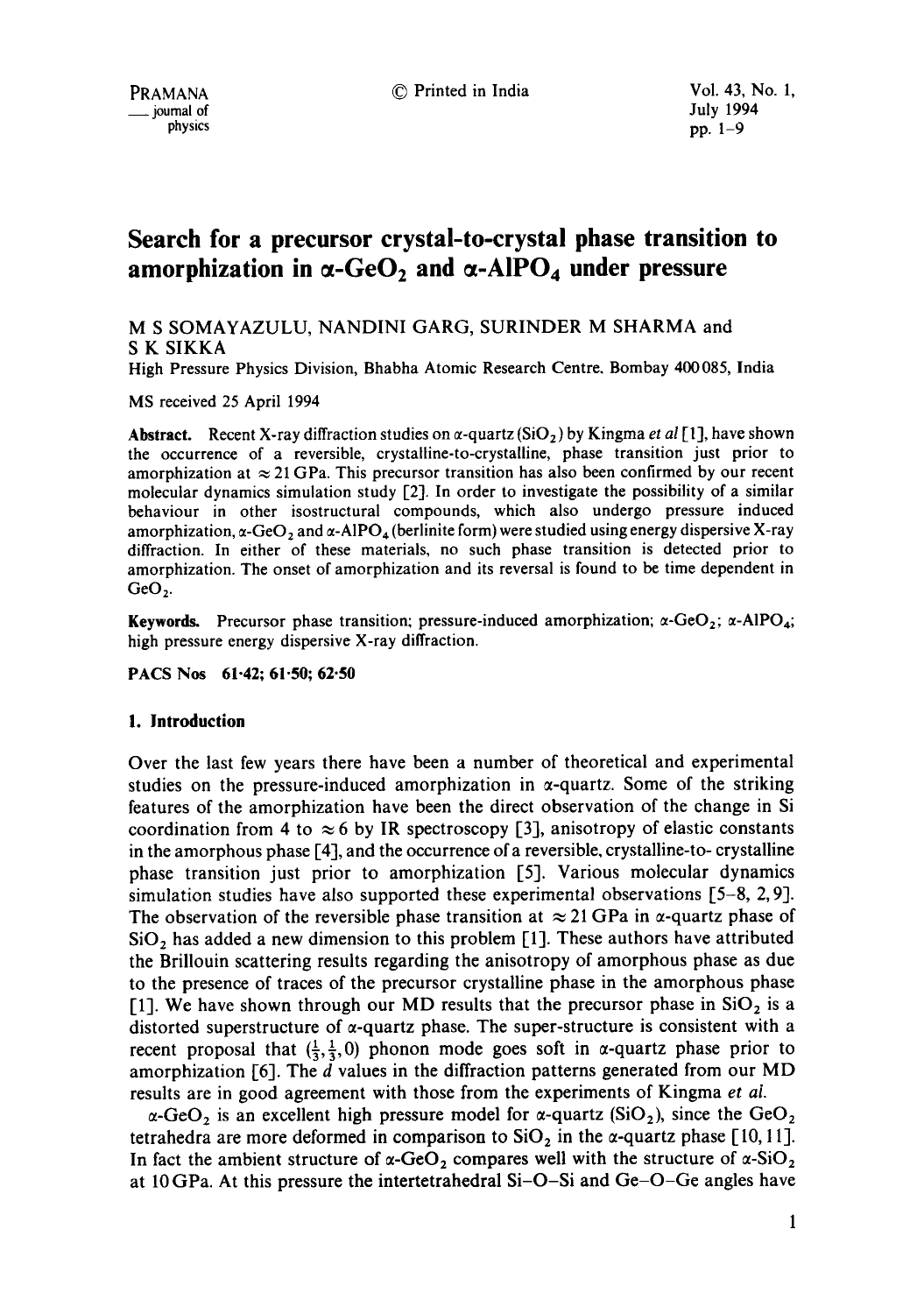# Search for a precursor crystal-to-crystal phase transition to amorphization in $\alpha$-$GeO_2$ and $\alpha$-$AlPO_4$ under pressure

M S SOMAYAZULU, NANDINI GARG, SURINDER M SHARMA and S K SIKKA

High Pressure Physics Division, Bhabha Atomic Research Centre. Bombay 400085, India

MS received 25 April 1994

**Abstract.** Recent X-ray diffraction studies on $\alpha$-quartz ($SiO_2$) by Kingma *et al* [1], have shown the occurrence of a reversible, crystalline-to-crystalline, phase transition just prior to amorphization at $\approx 21$ GPa. This precursor transition has also been confirmed by our recent molecular dynamics simulation study [2]. In order to investigate the possibility of a similar behaviour in other isostructural compounds, which also undergo pressure induced amorphization, $\alpha$-$GeO_2$ and $\alpha$-$AlPO_4$ (berlinite form) were studied using energy dispersive X-ray diffraction. In either of these materials, no such phase transition is detected prior to amorphization. The onset of amorphization and its reversal is found to be time dependent in $GeO_2$.

**Keywords.** Precursor phase transition; pressure-induced amorphization; $\alpha$-$GeO_2$; $\alpha$-$AlPO_4$; high pressure energy dispersive X-ray diffraction.

**PACS Nos** 61·42; 61·50; 62·50

## 1. Introduction

Over the last few years there have been a number of theoretical and experimental studies on the pressure-induced amorphization in $\alpha$-quartz. Some of the striking features of the amorphization have been the direct observation of the change in Si coordination from 4 to $\approx 6$ by IR spectroscopy [3], anisotropy of elastic constants in the amorphous phase [4], and the occurrence of a reversible, crystalline-to- crystalline phase transition just prior to amorphization [5]. Various molecular dynamics simulation studies have also supported these experimental observations [5–8, 2, 9]. The observation of the reversible phase transition at $\approx 21$ GPa in $\alpha$-quartz phase of $SiO_2$ has added a new dimension to this problem [1]. These authors have attributed the Brillouin scattering results regarding the anisotropy of amorphous phase as due to the presence of traces of the precursor crystalline phase in the amorphous phase [1]. We have shown through our MD results that the precursor phase in $SiO_2$ is a distorted superstructure of $\alpha$-quartz phase. The super-structure is consistent with a recent proposal that $(\frac{1}{3}, \frac{1}{3}, 0)$ phonon mode goes soft in $\alpha$-quartz phase prior to amorphization [6]. The $d$ values in the diffraction patterns generated from our MD results are in good agreement with those from the experiments of Kingma *et al.*

$\alpha$-$GeO_2$ is an excellent high pressure model for $\alpha$-quartz ($SiO_2$), since the $GeO_2$ tetrahedra are more deformed in comparison to $SiO_2$ in the $\alpha$-quartz phase [10, 11]. In fact the ambient structure of $\alpha$-$GeO_2$ compares well with the structure of $\alpha$-$SiO_2$ at 10 GPa. At this pressure the intertetrahedral Si–O–Si and Ge–O–Ge angles have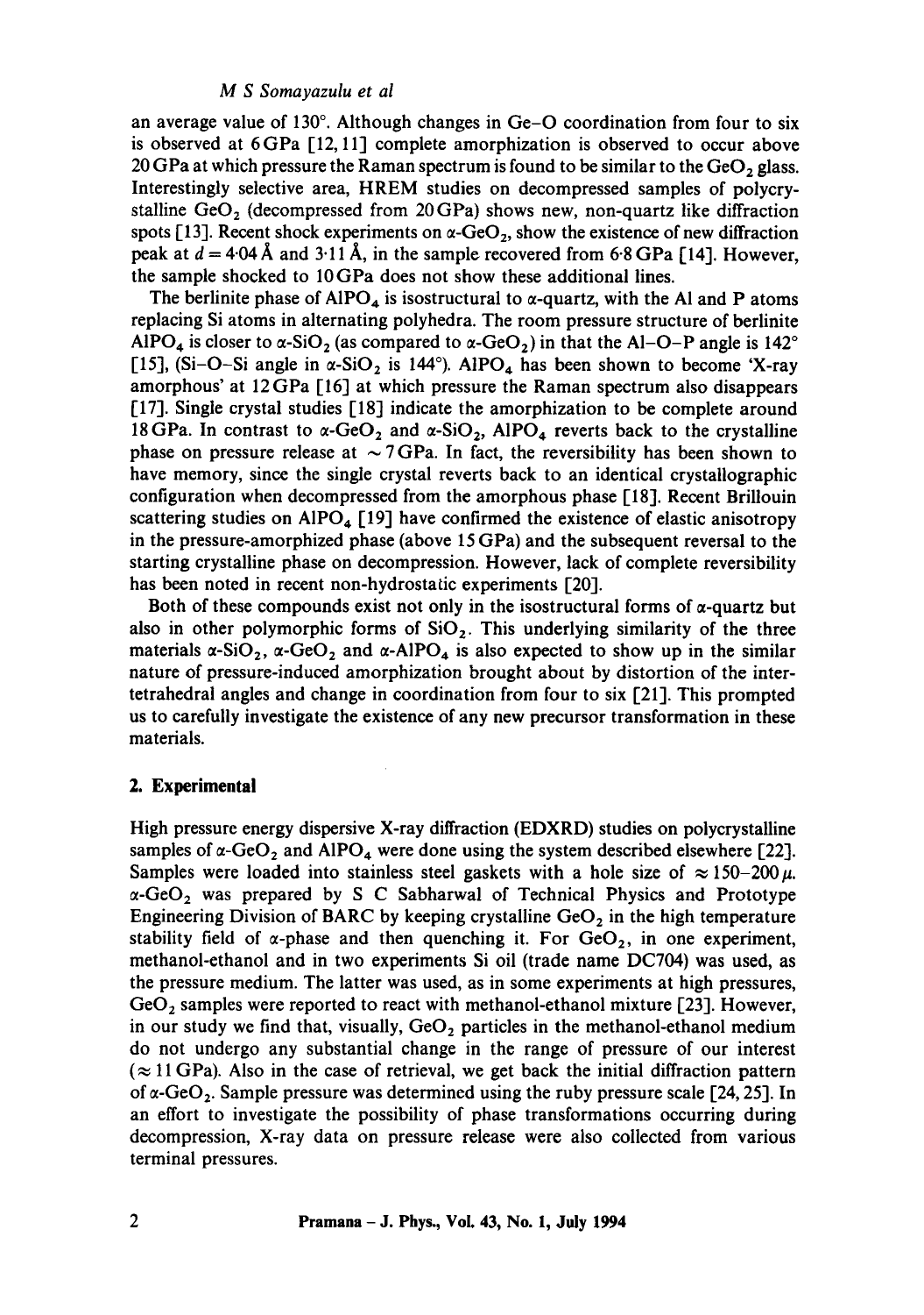an average value of 130°. Although changes in Ge–O coordination from four to six is observed at 6 GPa [12, 11] complete amorphization is observed to occur above 20 GPa at which pressure the Raman spectrum is found to be similar to the $GeO_2$ glass. Interestingly selective area, HREM studies on decompressed samples of polycrystalline $GeO_2$ (decompressed from 20 GPa) shows new, non-quartz like diffraction spots [13]. Recent shock experiments on $\alpha$-$GeO_2$, show the existence of new diffraction peak at $d = 4.04$ Å and 3.11 Å, in the sample recovered from 6.8 GPa [14]. However, the sample shocked to 10 GPa does not show these additional lines.

The berlinite phase of $AlPO_4$ is isostructural to $\alpha$-quartz, with the Al and P atoms replacing Si atoms in alternating polyhedra. The room pressure structure of berlinite $AlPO_4$ is closer to $\alpha$-$SiO_2$ (as compared to $\alpha$-$GeO_2$) in that the Al–O–P angle is 142° [15], (Si–O–Si angle in $\alpha$-$SiO_2$ is 144°). $AlPO_4$ has been shown to become 'X-ray amorphous' at 12 GPa [16] at which pressure the Raman spectrum also disappears [17]. Single crystal studies [18] indicate the amorphization to be complete around 18 GPa. In contrast to $\alpha$-$GeO_2$ and $\alpha$-$SiO_2$, $AlPO_4$ reverts back to the crystalline phase on pressure release at $\sim 7$ GPa. In fact, the reversibility has been shown to have memory, since the single crystal reverts back to an identical crystallographic configuration when decompressed from the amorphous phase [18]. Recent Brillouin scattering studies on $AlPO_4$ [19] have confirmed the existence of elastic anisotropy in the pressure-amorphized phase (above 15 GPa) and the subsequent reversal to the starting crystalline phase on decompression. However, lack of complete reversibility has been noted in recent non-hydrostatic experiments [20].

Both of these compounds exist not only in the isostructural forms of $\alpha$-quartz but also in other polymorphic forms of $SiO_2$. This underlying similarity of the three materials $\alpha$-$SiO_2$, $\alpha$-$GeO_2$ and $\alpha$-$AlPO_4$ is also expected to show up in the similar nature of pressure-induced amorphization brought about by distortion of the inter-tetrahedral angles and change in coordination from four to six [21]. This prompted us to carefully investigate the existence of any new precursor transformation in these materials.

## 2. Experimental

High pressure energy dispersive X-ray diffraction (EDXRD) studies on polycrystalline samples of $\alpha$-$GeO_2$ and $AlPO_4$ were done using the system described elsewhere [22]. Samples were loaded into stainless steel gaskets with a hole size of $\approx 150$–$200\,\mu$. $\alpha$-$GeO_2$ was prepared by S C Sabharwal of Technical Physics and Prototype Engineering Division of BARC by keeping crystalline $GeO_2$ in the high temperature stability field of $\alpha$-phase and then quenching it. For $GeO_2$, in one experiment, methanol-ethanol and in two experiments Si oil (trade name DC704) was used, as the pressure medium. The latter was used, as in some experiments at high pressures, $GeO_2$ samples were reported to react with methanol-ethanol mixture [23]. However, in our study we find that, visually, $GeO_2$ particles in the methanol-ethanol medium do not undergo any substantial change in the range of pressure of our interest ($\approx 11$ GPa). Also in the case of retrieval, we get back the initial diffraction pattern of $\alpha$-$GeO_2$. Sample pressure was determined using the ruby pressure scale [24, 25]. In an effort to investigate the possibility of phase transformations occurring during decompression, X-ray data on pressure release were also collected from various terminal pressures.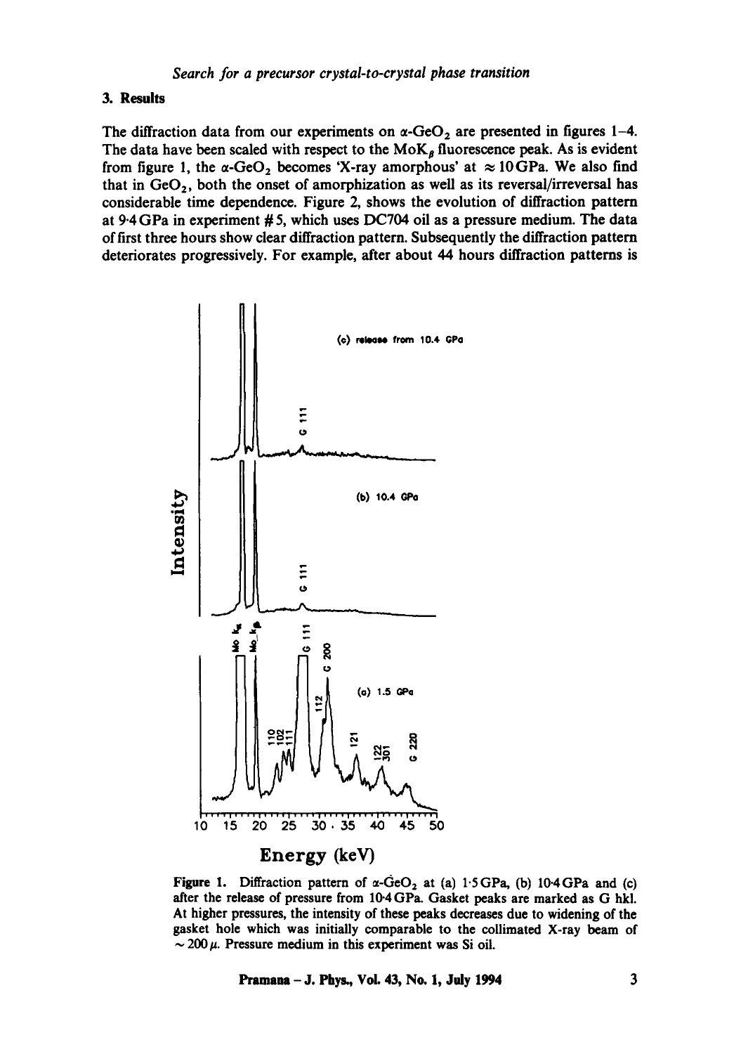## 3. Results

The diffraction data from our experiments on $\alpha$-$GeO_2$ are presented in figures 1–4. The data have been scaled with respect to the $MoK_\beta$ fluorescence peak. As is evident from figure 1, the $\alpha$-$GeO_2$ becomes 'X-ray amorphous' at $\approx 10$ GPa. We also find that in $GeO_2$, both the onset of amorphization as well as its reversal/irreversal has considerable time dependence. Figure 2, shows the evolution of diffraction pattern at 9·4 GPa in experiment #5, which uses DC704 oil as a pressure medium. The data of first three hours show clear diffraction pattern. Subsequently the diffraction pattern deteriorates progressively. For example, after about 44 hours diffraction patterns is

**Figure 1.** Diffraction pattern of $\alpha$-$GeO_2$ at (a) 1·5 GPa, (b) 10·4 GPa and (c) after the release of pressure from 10·4 GPa. Gasket peaks are marked as G hkl. At higher pressures, the intensity of these peaks decreases due to widening of the gasket hole which was initially comparable to the collimated X-ray beam of $\sim 200\,\mu$. Pressure medium in this experiment was Si oil.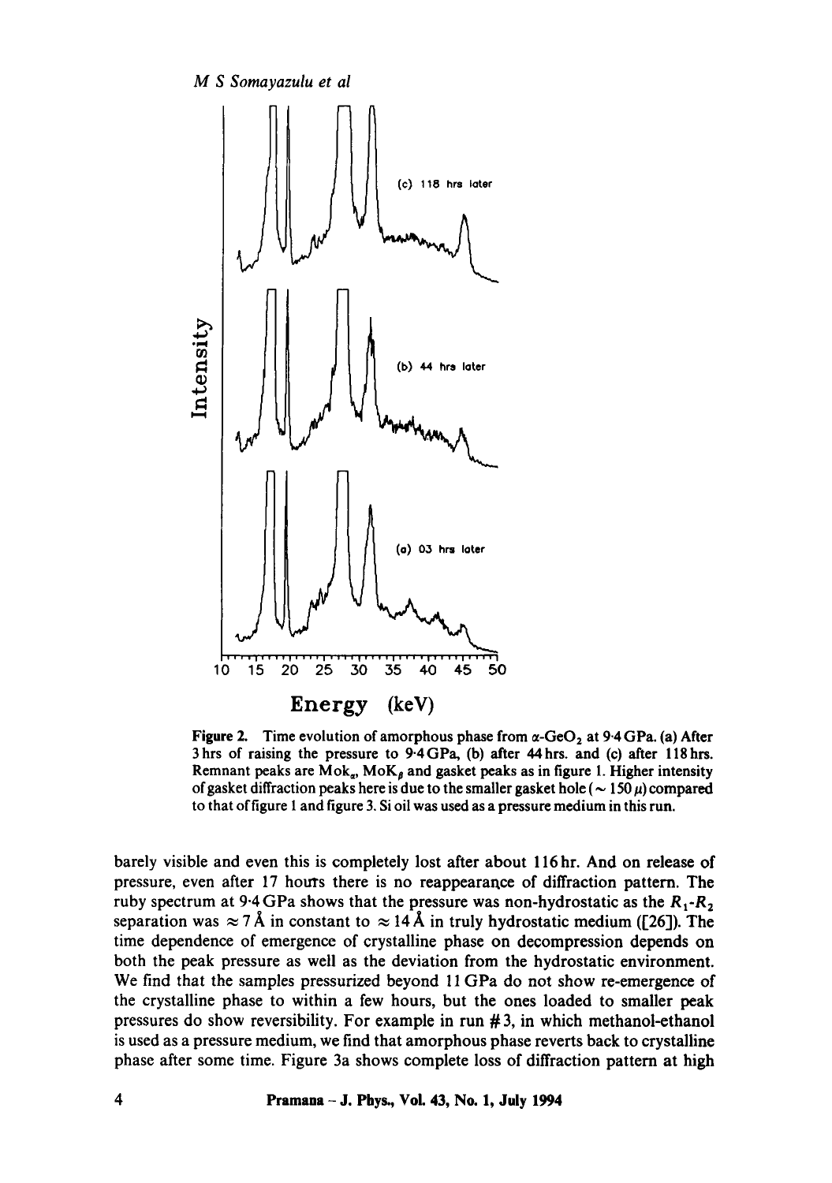Figure 2. Time evolution of amorphous phase from $\alpha$-$GeO_2$ at 9·4 GPa. (a) After 3 hrs of raising the pressure to 9·4 GPa, (b) after 44 hrs. and (c) after 118 hrs. Remnant peaks are $MoK_\alpha$, $MoK_\beta$ and gasket peaks as in figure 1. Higher intensity of gasket diffraction peaks here is due to the smaller gasket hole ($\sim 150\,\mu$) compared to that of figure 1 and figure 3. Si oil was used as a pressure medium in this run.

barely visible and even this is completely lost after about 116 hr. And on release of pressure, even after 17 hours there is no reappearance of diffraction pattern. The ruby spectrum at 9·4 GPa shows that the pressure was non-hydrostatic as the $R_1$-$R_2$ separation was $\approx 7$ Å in constant to $\approx 14$ Å in truly hydrostatic medium ([26]). The time dependence of emergence of crystalline phase on decompression depends on both the peak pressure as well as the deviation from the hydrostatic environment. We find that the samples pressurized beyond 11 GPa do not show re-emergence of the crystalline phase to within a few hours, but the ones loaded to smaller peak pressures do show reversibility. For example in run #3, in which methanol-ethanol is used as a pressure medium, we find that amorphous phase reverts back to crystalline phase after some time. Figure 3a shows complete loss of diffraction pattern at high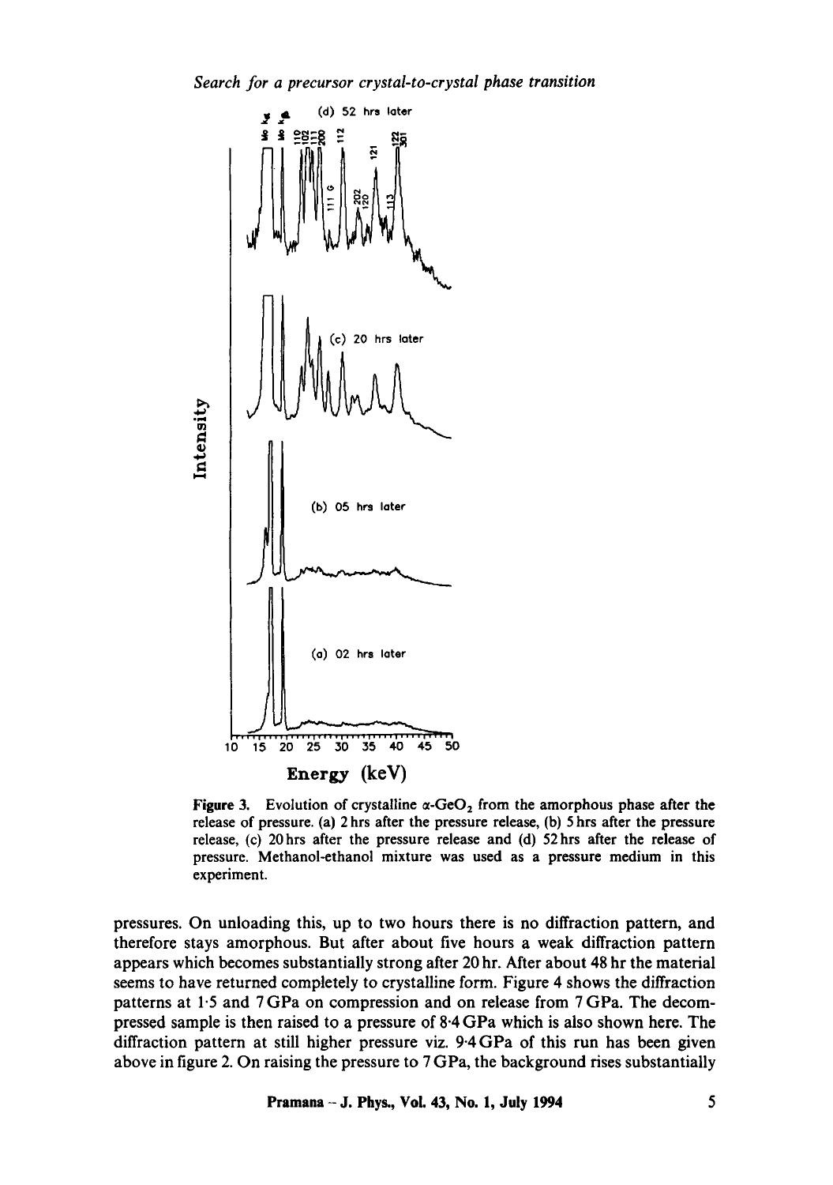Figure 3. Evolution of crystalline $\alpha$-$GeO_2$ from the amorphous phase after the release of pressure. (a) 2 hrs after the pressure release, (b) 5 hrs after the pressure release, (c) 20 hrs after the pressure release and (d) 52 hrs after the release of pressure. Methanol-ethanol mixture was used as a pressure medium in this experiment.

pressures. On unloading this, up to two hours there is no diffraction pattern, and therefore stays amorphous. But after about five hours a weak diffraction pattern appears which becomes substantially strong after 20 hr. After about 48 hr the material seems to have returned completely to crystalline form. Figure 4 shows the diffraction patterns at 1·5 and 7 GPa on compression and on release from 7 GPa. The decompressed sample is then raised to a pressure of 8·4 GPa which is also shown here. The diffraction pattern at still higher pressure viz. 9·4 GPa of this run has been given above in figure 2. On raising the pressure to 7 GPa, the background rises substantially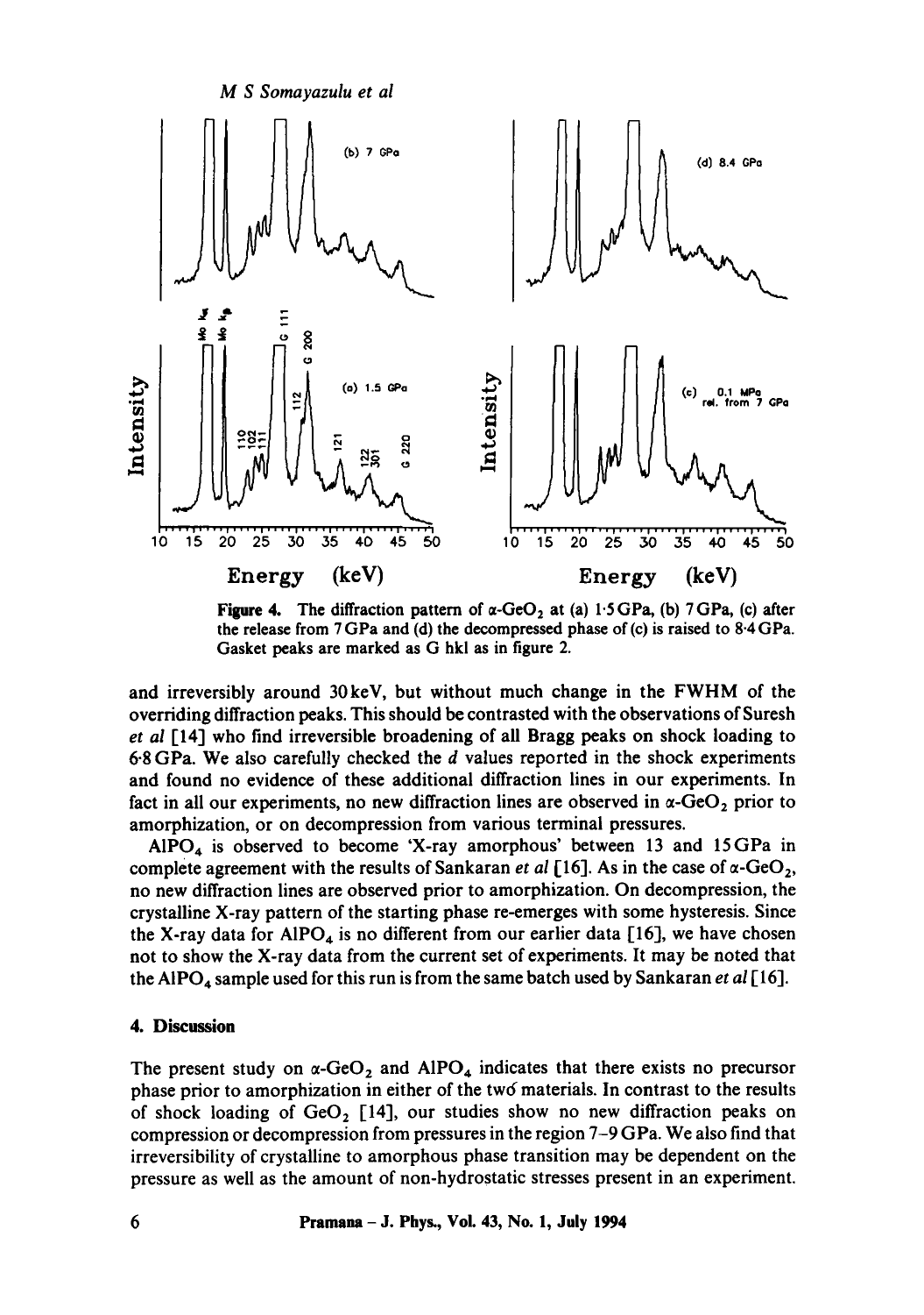Figure 4. The diffraction pattern of $\alpha$-$GeO_2$ at (a) 1·5 GPa, (b) 7 GPa, (c) after the release from 7 GPa and (d) the decompressed phase of (c) is raised to 8·4 GPa. Gasket peaks are marked as G hkl as in figure 2.

and irreversibly around 30 keV, but without much change in the FWHM of the overriding diffraction peaks. This should be contrasted with the observations of Suresh *et al* [14] who find irreversible broadening of all Bragg peaks on shock loading to 6·8 GPa. We also carefully checked the $d$ values reported in the shock experiments and found no evidence of these additional diffraction lines in our experiments. In fact in all our experiments, no new diffraction lines are observed in $\alpha$-$GeO_2$ prior to amorphization, or on decompression from various terminal pressures.

$AlPO_4$ is observed to become 'X-ray amorphous' between 13 and 15 GPa in complete agreement with the results of Sankaran *et al* [16]. As in the case of $\alpha$-$GeO_2$, no new diffraction lines are observed prior to amorphization. On decompression, the crystalline X-ray pattern of the starting phase re-emerges with some hysteresis. Since the X-ray data for $AlPO_4$ is no different from our earlier data [16], we have chosen not to show the X-ray data from the current set of experiments. It may be noted that the $AlPO_4$ sample used for this run is from the same batch used by Sankaran *et al* [16].

## 4. Discussion

The present study on $\alpha$-$GeO_2$ and $AlPO_4$ indicates that there exists no precursor phase prior to amorphization in either of the two materials. In contrast to the results of shock loading of $GeO_2$ [14], our studies show no new diffraction peaks on compression or decompression from pressures in the region 7–9 GPa. We also find that irreversibility of crystalline to amorphous phase transition may be dependent on the pressure as well as the amount of non-hydrostatic stresses present in an experiment.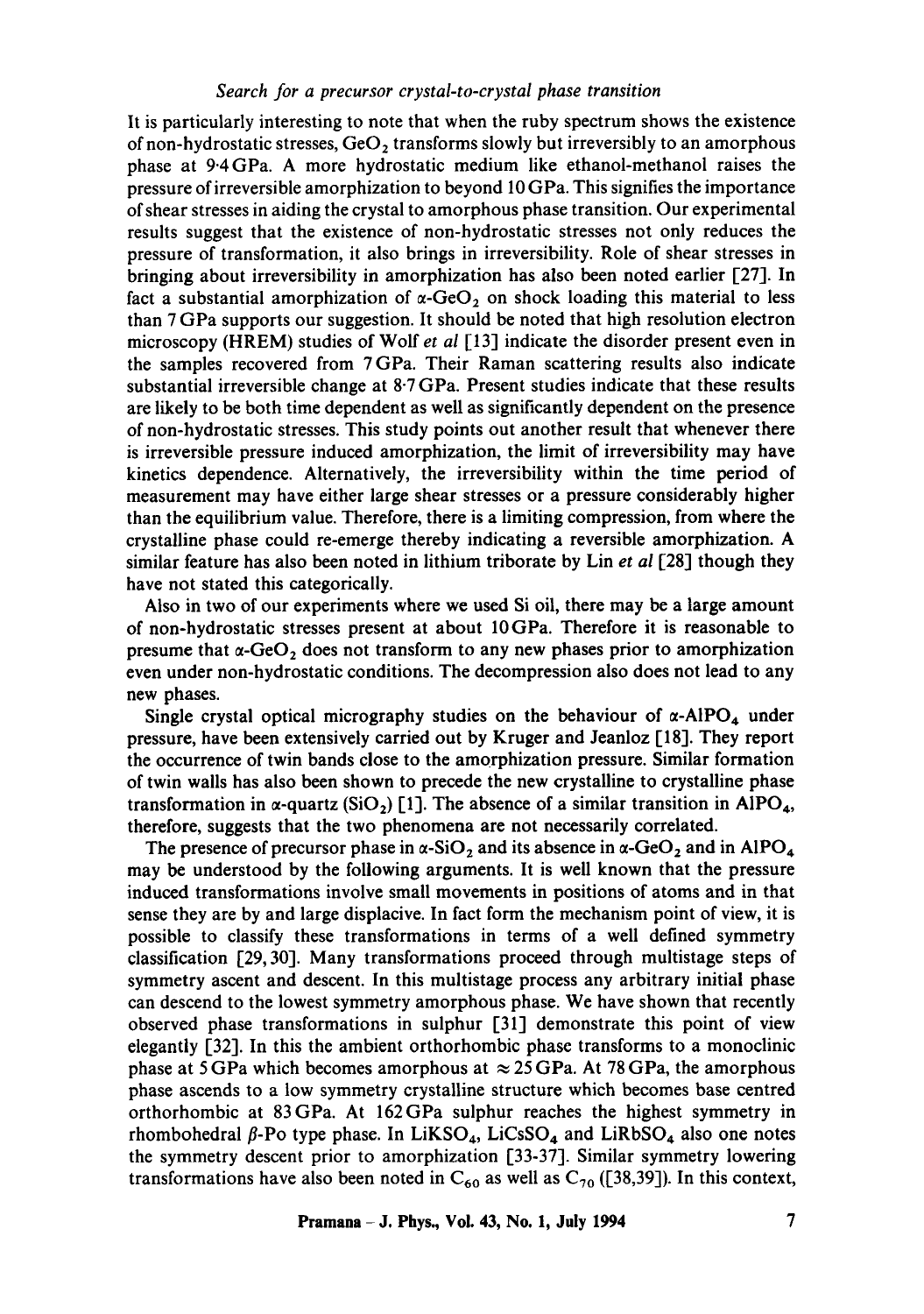It is particularly interesting to note that when the ruby spectrum shows the existence of non-hydrostatic stresses, $GeO_2$ transforms slowly but irreversibly to an amorphous phase at 9·4 GPa. A more hydrostatic medium like ethanol-methanol raises the pressure of irreversible amorphization to beyond 10 GPa. This signifies the importance of shear stresses in aiding the crystal to amorphous phase transition. Our experimental results suggest that the existence of non-hydrostatic stresses not only reduces the pressure of transformation, it also brings in irreversibility. Role of shear stresses in bringing about irreversibility in amorphization has also been noted earlier [27]. In fact a substantial amorphization of $\alpha$-$GeO_2$ on shock loading this material to less than 7 GPa supports our suggestion. It should be noted that high resolution electron microscopy (HREM) studies of Wolf *et al* [13] indicate the disorder present even in the samples recovered from 7 GPa. Their Raman scattering results also indicate substantial irreversible change at 8·7 GPa. Present studies indicate that these results are likely to be both time dependent as well as significantly dependent on the presence of non-hydrostatic stresses. This study points out another result that whenever there is irreversible pressure induced amorphization, the limit of irreversibility may have kinetics dependence. Alternatively, the irreversibility within the time period of measurement may have either large shear stresses or a pressure considerably higher than the equilibrium value. Therefore, there is a limiting compression, from where the crystalline phase could re-emerge thereby indicating a reversible amorphization. A similar feature has also been noted in lithium triborate by Lin *et al* [28] though they have not stated this categorically.

Also in two of our experiments where we used Si oil, there may be a large amount of non-hydrostatic stresses present at about 10 GPa. Therefore it is reasonable to presume that $\alpha$-$GeO_2$ does not transform to any new phases prior to amorphization even under non-hydrostatic conditions. The decompression also does not lead to any new phases.

Single crystal optical micrography studies on the behaviour of $\alpha$-$AlPO_4$ under pressure, have been extensively carried out by Kruger and Jeanloz [18]. They report the occurrence of twin bands close to the amorphization pressure. Similar formation of twin walls has also been shown to precede the new crystalline to crystalline phase transformation in $\alpha$-quartz ($SiO_2$) [1]. The absence of a similar transition in $AlPO_4$, therefore, suggests that the two phenomena are not necessarily correlated.

The presence of precursor phase in $\alpha$-$SiO_2$ and its absence in $\alpha$-$GeO_2$ and in $AlPO_4$ may be understood by the following arguments. It is well known that the pressure induced transformations involve small movements in positions of atoms and in that sense they are by and large displacive. In fact form the mechanism point of view, it is possible to classify these transformations in terms of a well defined symmetry classification [29, 30]. Many transformations proceed through multistage steps of symmetry ascent and descent. In this multistage process any arbitrary initial phase can descend to the lowest symmetry amorphous phase. We have shown that recently observed phase transformations in sulphur [31] demonstrate this point of view elegantly [32]. In this the ambient orthorhombic phase transforms to a monoclinic phase at 5 GPa which becomes amorphous at $\approx 25$ GPa. At 78 GPa, the amorphous phase ascends to a low symmetry crystalline structure which becomes base centred orthorhombic at 83 GPa. At 162 GPa sulphur reaches the highest symmetry in rhombohedral $\beta$-Po type phase. In $LiKSO_4$, $LiCsSO_4$ and $LiRbSO_4$ also one notes the symmetry descent prior to amorphization [33-37]. Similar symmetry lowering transformations have also been noted in $C_{60}$ as well as $C_{70}$ ([38,39]). In this context,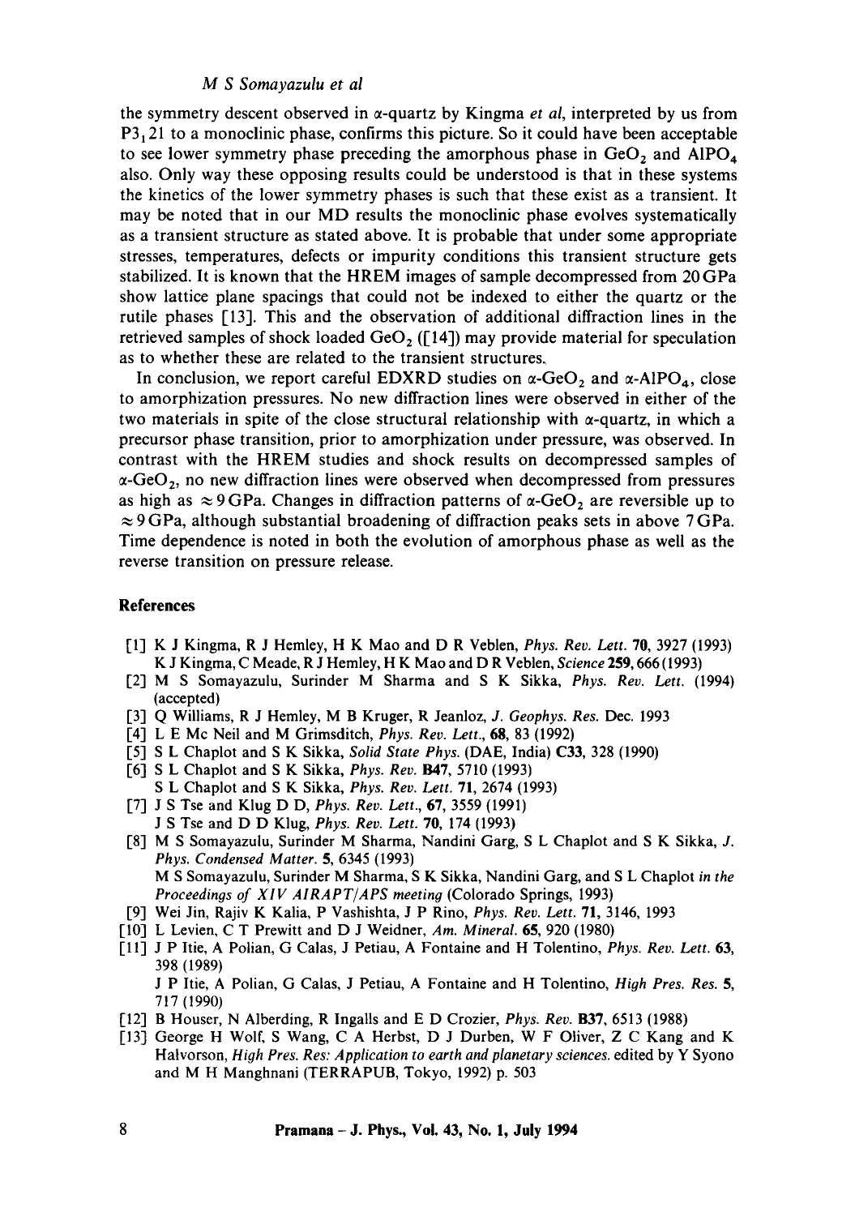the symmetry descent observed in $\alpha$-quartz by Kingma *et al*, interpreted by us from $P3_121$ to a monoclinic phase, confirms this picture. So it could have been acceptable to see lower symmetry phase preceding the amorphous phase in $GeO_2$ and $AlPO_4$ also. Only way these opposing results could be understood is that in these systems the kinetics of the lower symmetry phases is such that these exist as a transient. It may be noted that in our MD results the monoclinic phase evolves systematically as a transient structure as stated above. It is probable that under some appropriate stresses, temperatures, defects or impurity conditions this transient structure gets stabilized. It is known that the HREM images of sample decompressed from 20 GPa show lattice plane spacings that could not be indexed to either the quartz or the rutile phases [13]. This and the observation of additional diffraction lines in the retrieved samples of shock loaded $GeO_2$ ([14]) may provide material for speculation as to whether these are related to the transient structures.

In conclusion, we report careful EDXRD studies on $\alpha$-$GeO_2$ and $\alpha$-$AlPO_4$, close to amorphization pressures. No new diffraction lines were observed in either of the two materials in spite of the close structural relationship with $\alpha$-quartz, in which a precursor phase transition, prior to amorphization under pressure, was observed. In contrast with the HREM studies and shock results on decompressed samples of $\alpha$-$GeO_2$, no new diffraction lines were observed when decompressed from pressures as high as $\approx 9$ GPa. Changes in diffraction patterns of $\alpha$-$GeO_2$ are reversible up to $\approx 9$ GPa, although substantial broadening of diffraction peaks sets in above 7 GPa. Time dependence is noted in both the evolution of amorphous phase as well as the reverse transition on pressure release.

## References

[1] K J Kingma, R J Hemley, H K Mao and D R Veblen, *Phys. Rev. Lett.* **70**, 3927 (1993)
K J Kingma, C Meade, R J Hemley, H K Mao and D R Veblen, *Science* **259**, 666 (1993)

[2] M S Somayazulu, Surinder M Sharma and S K Sikka, *Phys. Rev. Lett.* (1994) (accepted)

[3] Q Williams, R J Hemley, M B Kruger, R Jeanloz, *J. Geophys. Res.* Dec. 1993

[4] L E Mc Neil and M Grimsditch, *Phys. Rev. Lett.*, **68**, 83 (1992)

[5] S L Chaplot and S K Sikka, *Solid State Phys.* (DAE, India) **C33**, 328 (1990)

[6] S L Chaplot and S K Sikka, *Phys. Rev.* **B47**, 5710 (1993)
S L Chaplot and S K Sikka, *Phys. Rev. Lett.* **71**, 2674 (1993)

[7] J S Tse and Klug D D, *Phys. Rev. Lett.*, **67**, 3559 (1991)
J S Tse and D D Klug, *Phys. Rev. Lett.* **70**, 174 (1993)

[8] M S Somayazulu, Surinder M Sharma, Nandini Garg, S L Chaplot and S K Sikka, *J. Phys. Condensed Matter.* **5**, 6345 (1993)
M S Somayazulu, Surinder M Sharma, S K Sikka, Nandini Garg, and S L Chaplot *in the Proceedings of XIV AIRAPT/APS meeting* (Colorado Springs, 1993)

[9] Wei Jin, Rajiv K Kalia, P Vashishta, J P Rino, *Phys. Rev. Lett.* **71**, 3146, 1993

[10] L Levien, C T Prewitt and D J Weidner, *Am. Mineral.* **65**, 920 (1980)

[11] J P Itie, A Polian, G Calas, J Petiau, A Fontaine and H Tolentino, *Phys. Rev. Lett.* **63**, 398 (1989)
J P Itie, A Polian, G Calas, J Petiau, A Fontaine and H Tolentino, *High Pres. Res.* **5**, 717 (1990)

[12] B Houser, N Alberding, R Ingalls and E D Crozier, *Phys. Rev.* **B37**, 6513 (1988)

[13] George H Wolf, S Wang, C A Herbst, D J Durben, W F Oliver, Z C Kang and K Halvorson, *High Pres. Res: Application to earth and planetary sciences.* edited by Y Syono and M H Manghnani (TERRAPUB, Tokyo, 1992) p. 503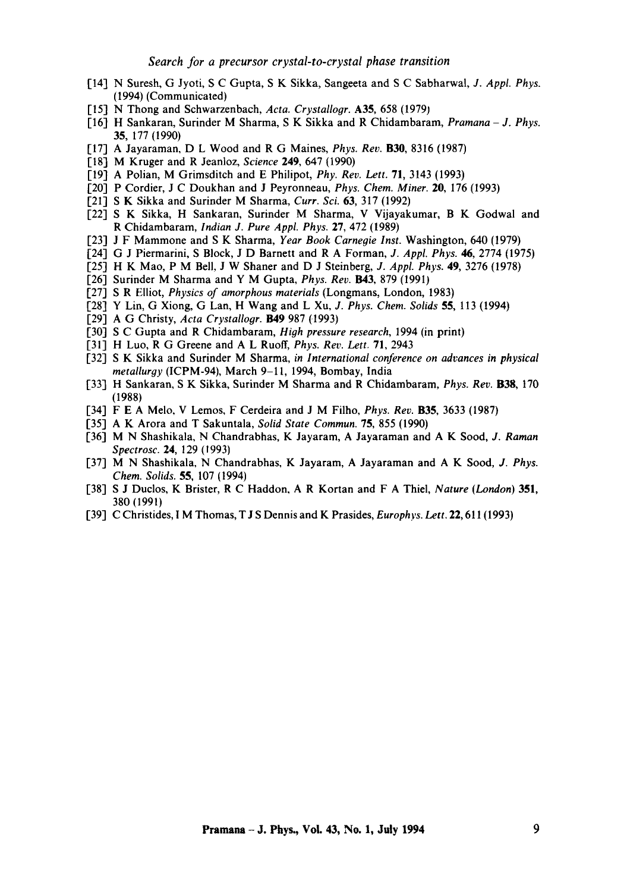[14] N Suresh, G Jyoti, S C Gupta, S K Sikka, Sangeeta and S C Sabharwal, *J. Appl. Phys.* (1994) (Communicated)
[15] N Thong and Schwarzenbach, *Acta. Crystallogr.* **A35**, 658 (1979)
[16] H Sankaran, Surinder M Sharma, S K Sikka and R Chidambaram, *Pramana – J. Phys.* **35**, 177 (1990)
[17] A Jayaraman, D L Wood and R G Maines, *Phys. Rev.* **B30**, 8316 (1987)
[18] M Kruger and R Jeanloz, *Science* **249**, 647 (1990)
[19] A Polian, M Grimsditch and E Philipot, *Phy. Rev. Lett.* **71**, 3143 (1993)
[20] P Cordier, J C Doukhan and J Peyronneau, *Phys. Chem. Miner.* **20**, 176 (1993)
[21] S K Sikka and Surinder M Sharma, *Curr. Sci.* **63**, 317 (1992)
[22] S K Sikka, H Sankaran, Surinder M Sharma, V Vijayakumar, B K Godwal and R Chidambaram, *Indian J. Pure Appl. Phys.* **27**, 472 (1989)
[23] J F Mammone and S K Sharma, *Year Book Carnegie Inst.* Washington, 640 (1979)
[24] G J Piermarini, S Block, J D Barnett and R A Forman, *J. Appl. Phys.* **46**, 2774 (1975)
[25] H K Mao, P M Bell, J W Shaner and D J Steinberg, *J. Appl. Phys.* **49**, 3276 (1978)
[26] Surinder M Sharma and Y M Gupta, *Phys. Rev.* **B43**, 879 (1991)
[27] S R Elliot, *Physics of amorphous materials* (Longmans, London, 1983)
[28] Y Lin, G Xiong, G Lan, H Wang and L Xu, *J. Phys. Chem. Solids* **55**, 113 (1994)
[29] A G Christy, *Acta Crystallogr.* **B49** 987 (1993)
[30] S C Gupta and R Chidambaram, *High pressure research*, 1994 (in print)
[31] H Luo, R G Greene and A L Ruoff, *Phys. Rev. Lett.* **71**, 2943
[32] S K Sikka and Surinder M Sharma, *in International conference on advances in physical metallurgy* (ICPM-94), March 9–11, 1994, Bombay, India
[33] H Sankaran, S K Sikka, Surinder M Sharma and R Chidambaram, *Phys. Rev.* **B38**, 170 (1988)
[34] F E A Melo, V Lemos, F Cerdeira and J M Filho, *Phys. Rev.* **B35**, 3633 (1987)
[35] A K Arora and T Sakuntala, *Solid State Commun.* **75**, 855 (1990)
[36] M N Shashikala, N Chandrabhas, K Jayaram, A Jayaraman and A K Sood, *J. Raman Spectrosc.* **24**, 129 (1993)
[37] M N Shashikala, N Chandrabhas, K Jayaram, A Jayaraman and A K Sood, *J. Phys. Chem. Solids.* **55**, 107 (1994)
[38] S J Duclos, K Brister, R C Haddon, A R Kortan and F A Thiel, *Nature (London)* **351**, 380 (1991)
[39] C Christides, I M Thomas, T J S Dennis and K Prasides, *Europhys. Lett.* **22**, 611 (1993)